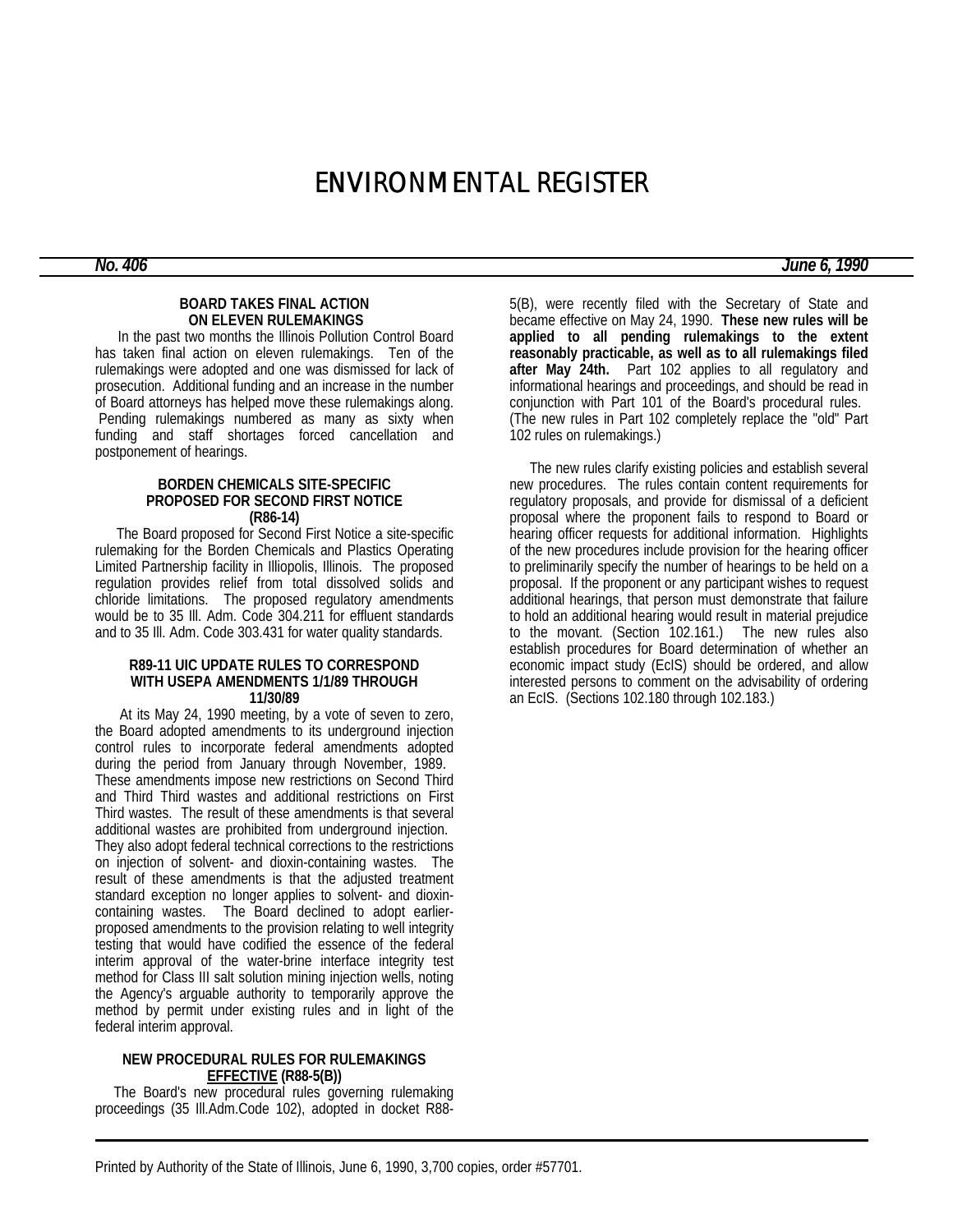# ENVIRONMENTAL REGISTER

***No. 406*** ***June 6, 1990***

### BOARD TAKES FINAL ACTION ON ELEVEN RULEMAKINGS

In the past two months the Illinois Pollution Control Board has taken final action on eleven rulemakings. Ten of the rulemakings were adopted and one was dismissed for lack of prosecution. Additional funding and an increase in the number of Board attorneys has helped move these rulemakings along. Pending rulemakings numbered as many as sixty when funding and staff shortages forced cancellation and postponement of hearings.

### BORDEN CHEMICALS SITE-SPECIFIC PROPOSED FOR SECOND FIRST NOTICE (R86-14)

The Board proposed for Second First Notice a site-specific rulemaking for the Borden Chemicals and Plastics Operating Limited Partnership facility in Illiopolis, Illinois. The proposed regulation provides relief from total dissolved solids and chloride limitations. The proposed regulatory amendments would be to 35 Ill. Adm. Code 304.211 for effluent standards and to 35 Ill. Adm. Code 303.431 for water quality standards.

### R89-11 UIC UPDATE RULES TO CORRESPOND WITH USEPA AMENDMENTS 1/1/89 THROUGH 11/30/89

At its May 24, 1990 meeting, by a vote of seven to zero, the Board adopted amendments to its underground injection control rules to incorporate federal amendments adopted during the period from January through November, 1989. These amendments impose new restrictions on Second Third and Third Third wastes and additional restrictions on First Third wastes. The result of these amendments is that several additional wastes are prohibited from underground injection. They also adopt federal technical corrections to the restrictions on injection of solvent- and dioxin-containing wastes. The result of these amendments is that the adjusted treatment standard exception no longer applies to solvent- and dioxin-containing wastes. The Board declined to adopt earlier-proposed amendments to the provision relating to well integrity testing that would have codified the essence of the federal interim approval of the water-brine interface integrity test method for Class III salt solution mining injection wells, noting the Agency's arguable authority to temporarily approve the method by permit under existing rules and in light of the federal interim approval.

### NEW PROCEDURAL RULES FOR RULEMAKINGS EFFECTIVE (R88-5(B))

The Board's new procedural rules governing rulemaking proceedings (35 Ill.Adm.Code 102), adopted in docket R88-5(B), were recently filed with the Secretary of State and became effective on May 24, 1990. **These new rules will be applied to all pending rulemakings to the extent reasonably practicable, as well as to all rulemakings filed after May 24th.** Part 102 applies to all regulatory and informational hearings and proceedings, and should be read in conjunction with Part 101 of the Board's procedural rules. (The new rules in Part 102 completely replace the "old" Part 102 rules on rulemakings.)

The new rules clarify existing policies and establish several new procedures. The rules contain content requirements for regulatory proposals, and provide for dismissal of a deficient proposal where the proponent fails to respond to Board or hearing officer requests for additional information. Highlights of the new procedures include provision for the hearing officer to preliminarily specify the number of hearings to be held on a proposal. If the proponent or any participant wishes to request additional hearings, that person must demonstrate that failure to hold an additional hearing would result in material prejudice to the movant. (Section 102.161.) The new rules also establish procedures for Board determination of whether an economic impact study (EcIS) should be ordered, and allow interested persons to comment on the advisability of ordering an EcIS. (Sections 102.180 through 102.183.)

Printed by Authority of the State of Illinois, June 6, 1990, 3,700 copies, order #57701.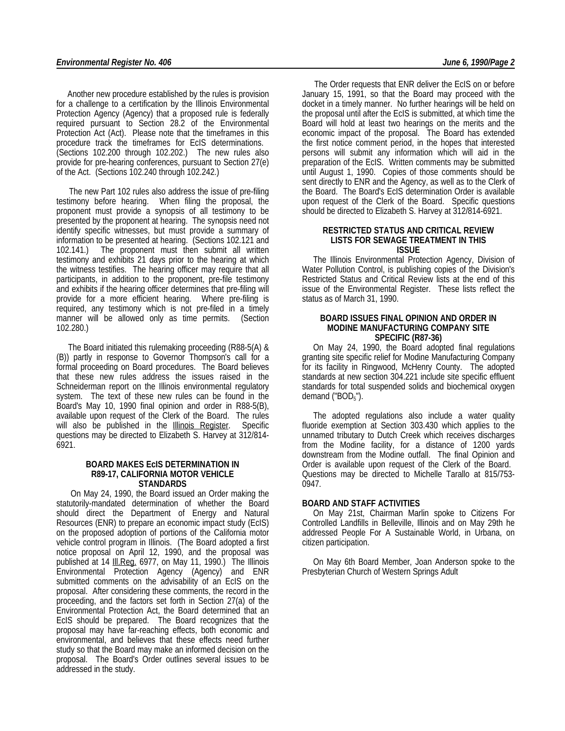Another new procedure established by the rules is provision for a challenge to a certification by the Illinois Environmental Protection Agency (Agency) that a proposed rule is federally required pursuant to Section 28.2 of the Environmental Protection Act (Act). Please note that the timeframes in this procedure track the timeframes for EcIS determinations. (Sections 102.200 through 102.202.) The new rules also provide for pre-hearing conferences, pursuant to Section 27(e) of the Act. (Sections 102.240 through 102.242.)

The new Part 102 rules also address the issue of pre-filing testimony before hearing. When filing the proposal, the proponent must provide a synopsis of all testimony to be presented by the proponent at hearing. The synopsis need not identify specific witnesses, but must provide a summary of information to be presented at hearing. (Sections 102.121 and 102.141.) The proponent must then submit all written testimony and exhibits 21 days prior to the hearing at which the witness testifies. The hearing officer may require that all participants, in addition to the proponent, pre-file testimony and exhibits if the hearing officer determines that pre-filing will provide for a more efficient hearing. Where pre-filing is required, any testimony which is not pre-filed in a timely manner will be allowed only as time permits. (Section 102.280.)

The Board initiated this rulemaking proceeding (R88-5(A) & (B)) partly in response to Governor Thompson's call for a formal proceeding on Board procedures. The Board believes that these new rules address the issues raised in the Schneiderman report on the Illinois environmental regulatory system. The text of these new rules can be found in the Board's May 10, 1990 final opinion and order in R88-5(B), available upon request of the Clerk of the Board. The rules will also be published in the Illinois Register. Specific questions may be directed to Elizabeth S. Harvey at 312/814-6921.

**BOARD MAKES EcIS DETERMINATION IN R89-17, CALIFORNIA MOTOR VEHICLE STANDARDS**

On May 24, 1990, the Board issued an Order making the statutorily-mandated determination of whether the Board should direct the Department of Energy and Natural Resources (ENR) to prepare an economic impact study (EcIS) on the proposed adoption of portions of the California motor vehicle control program in Illinois. (The Board adopted a first notice proposal on April 12, 1990, and the proposal was published at 14 Ill.Reg. 6977, on May 11, 1990.) The Illinois Environmental Protection Agency (Agency) and ENR submitted comments on the advisability of an EcIS on the proposal. After considering these comments, the record in the proceeding, and the factors set forth in Section 27(a) of the Environmental Protection Act, the Board determined that an EcIS should be prepared. The Board recognizes that the proposal may have far-reaching effects, both economic and environmental, and believes that these effects need further study so that the Board may make an informed decision on the proposal. The Board's Order outlines several issues to be addressed in the study.

The Order requests that ENR deliver the EcIS on or before January 15, 1991, so that the Board may proceed with the docket in a timely manner. No further hearings will be held on the proposal until after the EcIS is submitted, at which time the Board will hold at least two hearings on the merits and the economic impact of the proposal. The Board has extended the first notice comment period, in the hopes that interested persons will submit any information which will aid in the preparation of the EcIS. Written comments may be submitted until August 1, 1990. Copies of those comments should be sent directly to ENR and the Agency, as well as to the Clerk of the Board. The Board's EcIS determination Order is available upon request of the Clerk of the Board. Specific questions should be directed to Elizabeth S. Harvey at 312/814-6921.

**RESTRICTED STATUS AND CRITICAL REVIEW LISTS FOR SEWAGE TREATMENT IN THIS ISSUE**

The Illinois Environmental Protection Agency, Division of Water Pollution Control, is publishing copies of the Division's Restricted Status and Critical Review lists at the end of this issue of the Environmental Register. These lists reflect the status as of March 31, 1990.

**BOARD ISSUES FINAL OPINION AND ORDER IN MODINE MANUFACTURING COMPANY SITE SPECIFIC (R87-36)**

On May 24, 1990, the Board adopted final regulations granting site specific relief for Modine Manufacturing Company for its facility in Ringwood, McHenry County. The adopted standards at new section 304.221 include site specific effluent standards for total suspended solids and biochemical oxygen demand ("$BOD_5$").

The adopted regulations also include a water quality fluoride exemption at Section 303.430 which applies to the unnamed tributary to Dutch Creek which receives discharges from the Modine facility, for a distance of 1200 yards downstream from the Modine outfall. The final Opinion and Order is available upon request of the Clerk of the Board. Questions may be directed to Michelle Tarallo at 815/753-0947.

**BOARD AND STAFF ACTIVITIES**

On May 21st, Chairman Marlin spoke to Citizens For Controlled Landfills in Belleville, Illinois and on May 29th he addressed People For A Sustainable World, in Urbana, on citizen participation.

On May 6th Board Member, Joan Anderson spoke to the Presbyterian Church of Western Springs Adult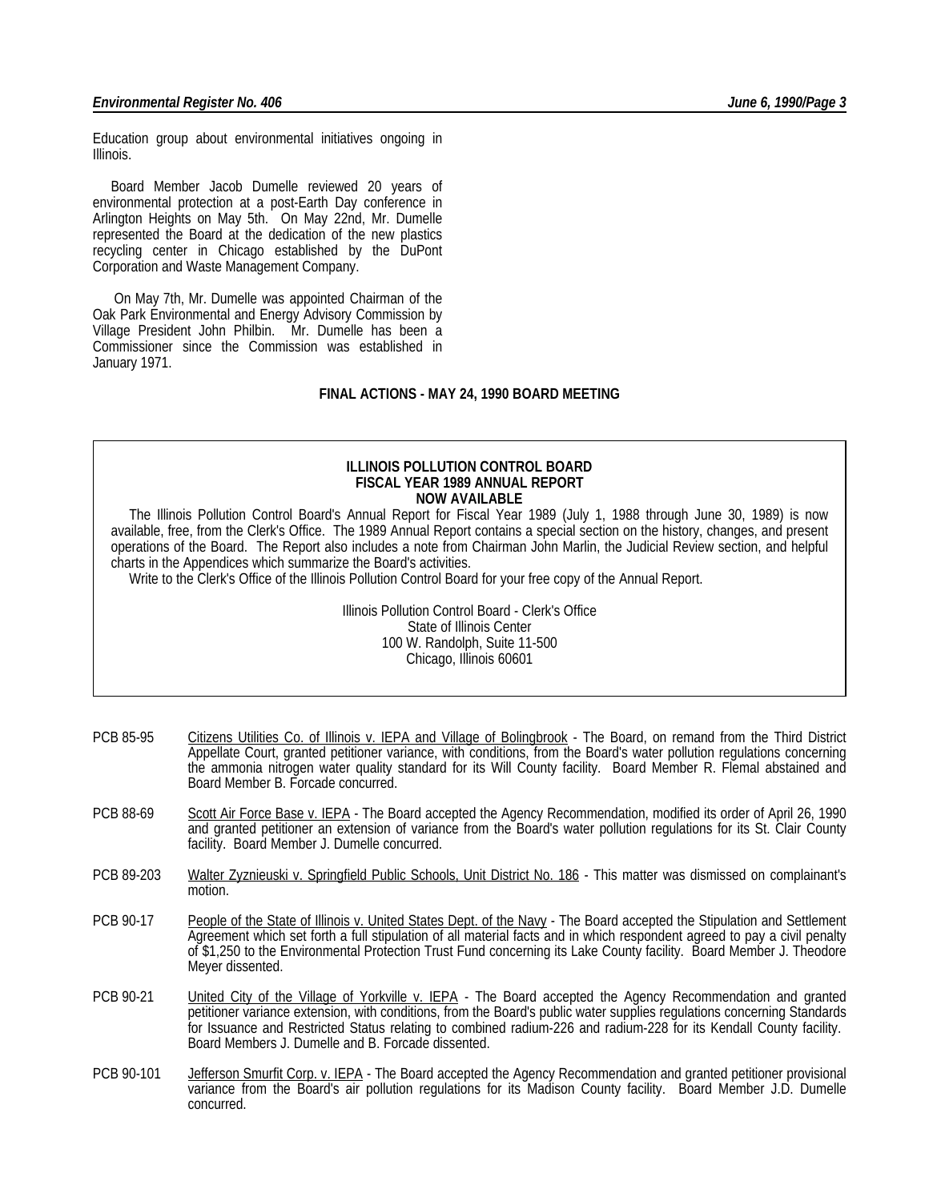Education group about environmental initiatives ongoing in Illinois.

Board Member Jacob Dumelle reviewed 20 years of environmental protection at a post-Earth Day conference in Arlington Heights on May 5th. On May 22nd, Mr. Dumelle represented the Board at the dedication of the new plastics recycling center in Chicago established by the DuPont Corporation and Waste Management Company.

On May 7th, Mr. Dumelle was appointed Chairman of the Oak Park Environmental and Energy Advisory Commission by Village President John Philbin. Mr. Dumelle has been a Commissioner since the Commission was established in January 1971.

## FINAL ACTIONS - MAY 24, 1990 BOARD MEETING

**ILLINOIS POLLUTION CONTROL BOARD**
**FISCAL YEAR 1989 ANNUAL REPORT**
**NOW AVAILABLE**

The Illinois Pollution Control Board's Annual Report for Fiscal Year 1989 (July 1, 1988 through June 30, 1989) is now available, free, from the Clerk's Office. The 1989 Annual Report contains a special section on the history, changes, and present operations of the Board. The Report also includes a note from Chairman John Marlin, the Judicial Review section, and helpful charts in the Appendices which summarize the Board's activities.

Write to the Clerk's Office of the Illinois Pollution Control Board for your free copy of the Annual Report.

Illinois Pollution Control Board - Clerk's Office
State of Illinois Center
100 W. Randolph, Suite 11-500
Chicago, Illinois 60601

PCB 85-95 — Citizens Utilities Co. of Illinois v. IEPA and Village of Bolingbrook - The Board, on remand from the Third District Appellate Court, granted petitioner variance, with conditions, from the Board's water pollution regulations concerning the ammonia nitrogen water quality standard for its Will County facility. Board Member R. Flemal abstained and Board Member B. Forcade concurred.

PCB 88-69 — Scott Air Force Base v. IEPA - The Board accepted the Agency Recommendation, modified its order of April 26, 1990 and granted petitioner an extension of variance from the Board's water pollution regulations for its St. Clair County facility. Board Member J. Dumelle concurred.

PCB 89-203 — Walter Zyznieuski v. Springfield Public Schools, Unit District No. 186 - This matter was dismissed on complainant's motion.

PCB 90-17 — People of the State of Illinois v. United States Dept. of the Navy - The Board accepted the Stipulation and Settlement Agreement which set forth a full stipulation of all material facts and in which respondent agreed to pay a civil penalty of $1,250 to the Environmental Protection Trust Fund concerning its Lake County facility. Board Member J. Theodore Meyer dissented.

PCB 90-21 — United City of the Village of Yorkville v. IEPA - The Board accepted the Agency Recommendation and granted petitioner variance extension, with conditions, from the Board's public water supplies regulations concerning Standards for Issuance and Restricted Status relating to combined radium-226 and radium-228 for its Kendall County facility. Board Members J. Dumelle and B. Forcade dissented.

PCB 90-101 — Jefferson Smurfit Corp. v. IEPA - The Board accepted the Agency Recommendation and granted petitioner provisional variance from the Board's air pollution regulations for its Madison County facility. Board Member J.D. Dumelle concurred.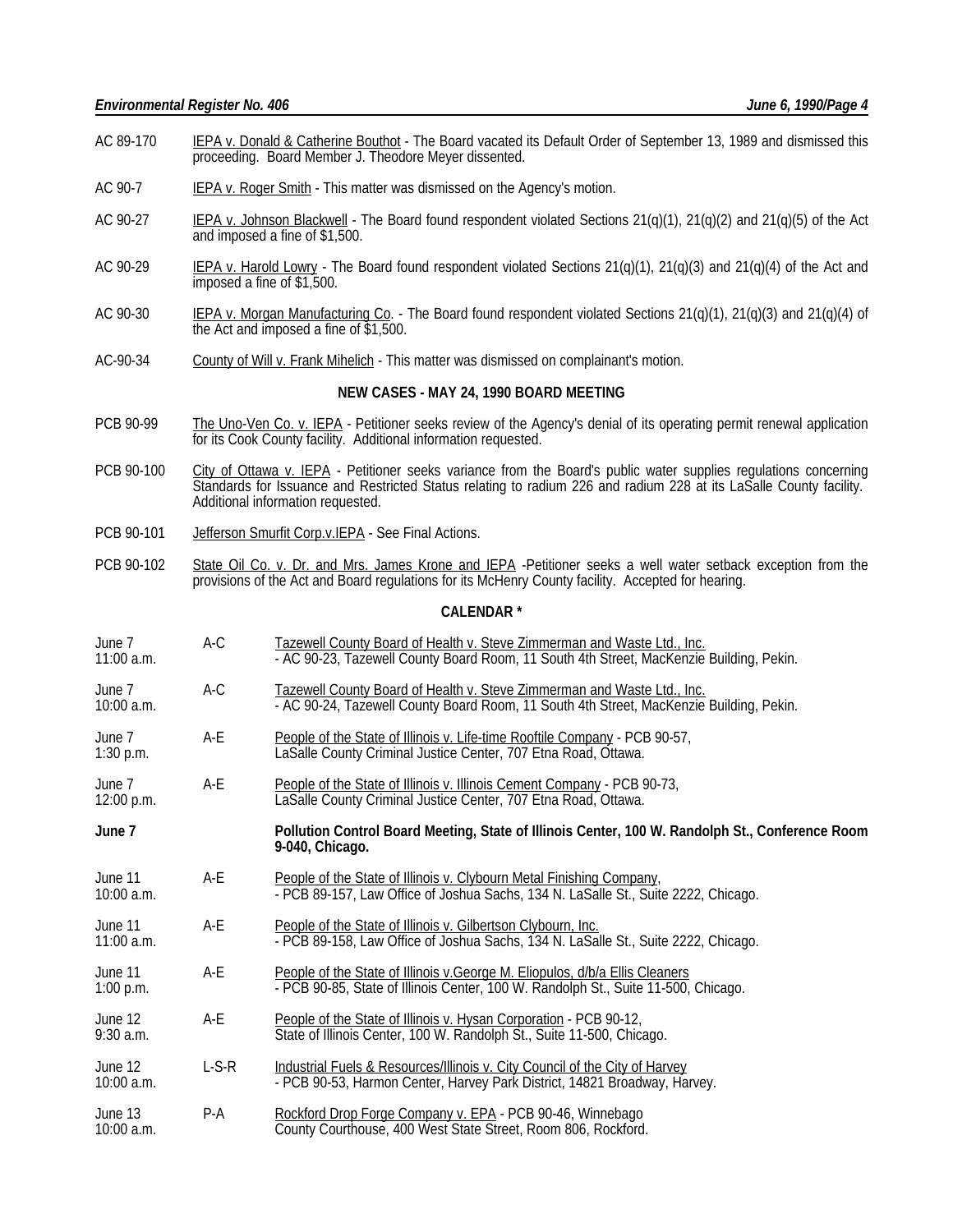AC 89-170 IEPA v. Donald & Catherine Bouthot - The Board vacated its Default Order of September 13, 1989 and dismissed this proceeding. Board Member J. Theodore Meyer dissented.

AC 90-7 IEPA v. Roger Smith - This matter was dismissed on the Agency's motion.

AC 90-27 IEPA v. Johnson Blackwell - The Board found respondent violated Sections 21(q)(1), 21(q)(2) and 21(q)(5) of the Act and imposed a fine of $1,500.

AC 90-29 IEPA v. Harold Lowry - The Board found respondent violated Sections 21(q)(1), 21(q)(3) and 21(q)(4) of the Act and imposed a fine of $1,500.

AC 90-30 IEPA v. Morgan Manufacturing Co. - The Board found respondent violated Sections 21(q)(1), 21(q)(3) and 21(q)(4) of the Act and imposed a fine of $1,500.

AC-90-34 County of Will v. Frank Mihelich - This matter was dismissed on complainant's motion.

## NEW CASES - MAY 24, 1990 BOARD MEETING

PCB 90-99 The Uno-Ven Co. v. IEPA - Petitioner seeks review of the Agency's denial of its operating permit renewal application for its Cook County facility. Additional information requested.

PCB 90-100 City of Ottawa v. IEPA - Petitioner seeks variance from the Board's public water supplies regulations concerning Standards for Issuance and Restricted Status relating to radium 226 and radium 228 at its LaSalle County facility. Additional information requested.

PCB 90-101 Jefferson Smurfit Corp.v.IEPA - See Final Actions.

PCB 90-102 State Oil Co. v. Dr. and Mrs. James Krone and IEPA -Petitioner seeks a well water setback exception from the provisions of the Act and Board regulations for its McHenry County facility. Accepted for hearing.

## CALENDAR *

| | | |
|---|---|---|
| June 7<br>11:00 a.m. | A-C | Tazewell County Board of Health v. Steve Zimmerman and Waste Ltd., Inc.<br>- AC 90-23, Tazewell County Board Room, 11 South 4th Street, MacKenzie Building, Pekin. |
| June 7<br>10:00 a.m. | A-C | Tazewell County Board of Health v. Steve Zimmerman and Waste Ltd., Inc.<br>- AC 90-24, Tazewell County Board Room, 11 South 4th Street, MacKenzie Building, Pekin. |
| June 7<br>1:30 p.m. | A-E | People of the State of Illinois v. Life-time Rooftile Company - PCB 90-57,<br>LaSalle County Criminal Justice Center, 707 Etna Road, Ottawa. |
| June 7<br>12:00 p.m. | A-E | People of the State of Illinois v. Illinois Cement Company - PCB 90-73,<br>LaSalle County Criminal Justice Center, 707 Etna Road, Ottawa. |
| **June 7** | | **Pollution Control Board Meeting, State of Illinois Center, 100 W. Randolph St., Conference Room 9-040, Chicago.** |
| June 11<br>10:00 a.m. | A-E | People of the State of Illinois v. Clybourn Metal Finishing Company,<br>- PCB 89-157, Law Office of Joshua Sachs, 134 N. LaSalle St., Suite 2222, Chicago. |
| June 11<br>11:00 a.m. | A-E | People of the State of Illinois v. Gilbertson Clybourn, Inc.<br>- PCB 89-158, Law Office of Joshua Sachs, 134 N. LaSalle St., Suite 2222, Chicago. |
| June 11<br>1:00 p.m. | A-E | People of the State of Illinois v.George M. Eliopulos, d/b/a Ellis Cleaners<br>- PCB 90-85, State of Illinois Center, 100 W. Randolph St., Suite 11-500, Chicago. |
| June 12<br>9:30 a.m. | A-E | People of the State of Illinois v. Hysan Corporation - PCB 90-12,<br>State of Illinois Center, 100 W. Randolph St., Suite 11-500, Chicago. |
| June 12<br>10:00 a.m. | L-S-R | Industrial Fuels & Resources/Illinois v. City Council of the City of Harvey<br>- PCB 90-53, Harmon Center, Harvey Park District, 14821 Broadway, Harvey. |
| June 13<br>10:00 a.m. | P-A | Rockford Drop Forge Company v. EPA - PCB 90-46, Winnebago<br>County Courthouse, 400 West State Street, Room 806, Rockford. |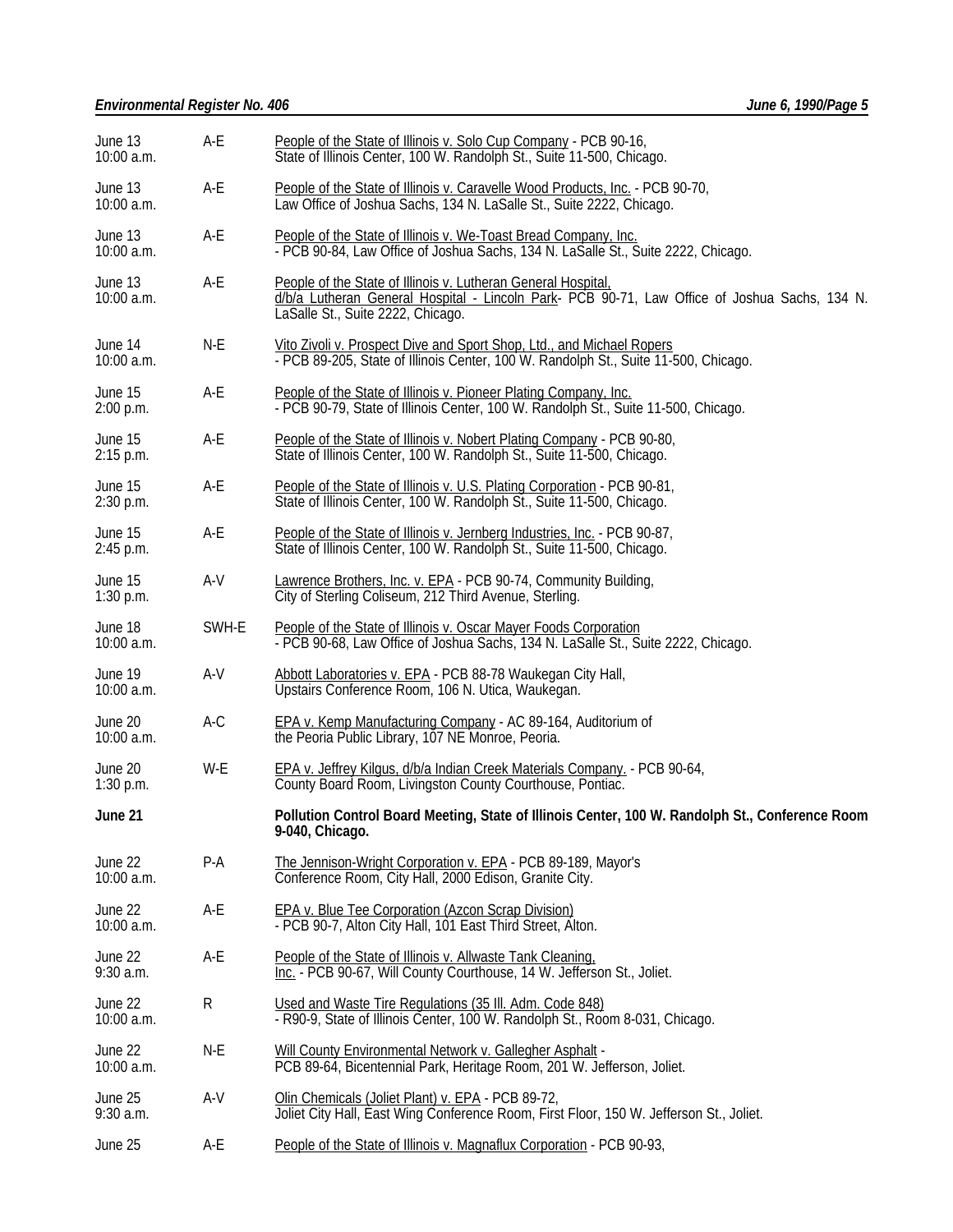| | | |
|---|---|---|
| June 13<br>10:00 a.m. | A-E | People of the State of Illinois v. Solo Cup Company - PCB 90-16, State of Illinois Center, 100 W. Randolph St., Suite 11-500, Chicago. |
| June 13<br>10:00 a.m. | A-E | People of the State of Illinois v. Caravelle Wood Products, Inc. - PCB 90-70, Law Office of Joshua Sachs, 134 N. LaSalle St., Suite 2222, Chicago. |
| June 13<br>10:00 a.m. | A-E | People of the State of Illinois v. We-Toast Bread Company, Inc. - PCB 90-84, Law Office of Joshua Sachs, 134 N. LaSalle St., Suite 2222, Chicago. |
| June 13<br>10:00 a.m. | A-E | People of the State of Illinois v. Lutheran General Hospital, d/b/a Lutheran General Hospital - Lincoln Park- PCB 90-71, Law Office of Joshua Sachs, 134 N. LaSalle St., Suite 2222, Chicago. |
| June 14<br>10:00 a.m. | N-E | Vito Zivoli v. Prospect Dive and Sport Shop, Ltd., and Michael Ropers - PCB 89-205, State of Illinois Center, 100 W. Randolph St., Suite 11-500, Chicago. |
| June 15<br>2:00 p.m. | A-E | People of the State of Illinois v. Pioneer Plating Company, Inc. - PCB 90-79, State of Illinois Center, 100 W. Randolph St., Suite 11-500, Chicago. |
| June 15<br>2:15 p.m. | A-E | People of the State of Illinois v. Nobert Plating Company - PCB 90-80, State of Illinois Center, 100 W. Randolph St., Suite 11-500, Chicago. |
| June 15<br>2:30 p.m. | A-E | People of the State of Illinois v. U.S. Plating Corporation - PCB 90-81, State of Illinois Center, 100 W. Randolph St., Suite 11-500, Chicago. |
| June 15<br>2:45 p.m. | A-E | People of the State of Illinois v. Jernberg Industries, Inc. - PCB 90-87, State of Illinois Center, 100 W. Randolph St., Suite 11-500, Chicago. |
| June 15<br>1:30 p.m. | A-V | Lawrence Brothers, Inc. v. EPA - PCB 90-74, Community Building, City of Sterling Coliseum, 212 Third Avenue, Sterling. |
| June 18<br>10:00 a.m. | SWH-E | People of the State of Illinois v. Oscar Mayer Foods Corporation - PCB 90-68, Law Office of Joshua Sachs, 134 N. LaSalle St., Suite 2222, Chicago. |
| June 19<br>10:00 a.m. | A-V | Abbott Laboratories v. EPA - PCB 88-78 Waukegan City Hall, Upstairs Conference Room, 106 N. Utica, Waukegan. |
| June 20<br>10:00 a.m. | A-C | EPA v. Kemp Manufacturing Company - AC 89-164, Auditorium of the Peoria Public Library, 107 NE Monroe, Peoria. |
| June 20<br>1:30 p.m. | W-E | EPA v. Jeffrey Kilgus, d/b/a Indian Creek Materials Company. - PCB 90-64, County Board Room, Livingston County Courthouse, Pontiac. |
| **June 21** | | **Pollution Control Board Meeting, State of Illinois Center, 100 W. Randolph St., Conference Room 9-040, Chicago.** |
| June 22<br>10:00 a.m. | P-A | The Jennison-Wright Corporation v. EPA - PCB 89-189, Mayor's Conference Room, City Hall, 2000 Edison, Granite City. |
| June 22<br>10:00 a.m. | A-E | EPA v. Blue Tee Corporation (Azcon Scrap Division) - PCB 90-7, Alton City Hall, 101 East Third Street, Alton. |
| June 22<br>9:30 a.m. | A-E | People of the State of Illinois v. Allwaste Tank Cleaning, Inc. - PCB 90-67, Will County Courthouse, 14 W. Jefferson St., Joliet. |
| June 22<br>10:00 a.m. | R | Used and Waste Tire Regulations (35 Ill. Adm. Code 848) - R90-9, State of Illinois Center, 100 W. Randolph St., Room 8-031, Chicago. |
| June 22<br>10:00 a.m. | N-E | Will County Environmental Network v. Gallegher Asphalt - PCB 89-64, Bicentennial Park, Heritage Room, 201 W. Jefferson, Joliet. |
| June 25<br>9:30 a.m. | A-V | Olin Chemicals (Joliet Plant) v. EPA - PCB 89-72, Joliet City Hall, East Wing Conference Room, First Floor, 150 W. Jefferson St., Joliet. |
| June 25 | A-E | People of the State of Illinois v. Magnaflux Corporation - PCB 90-93, |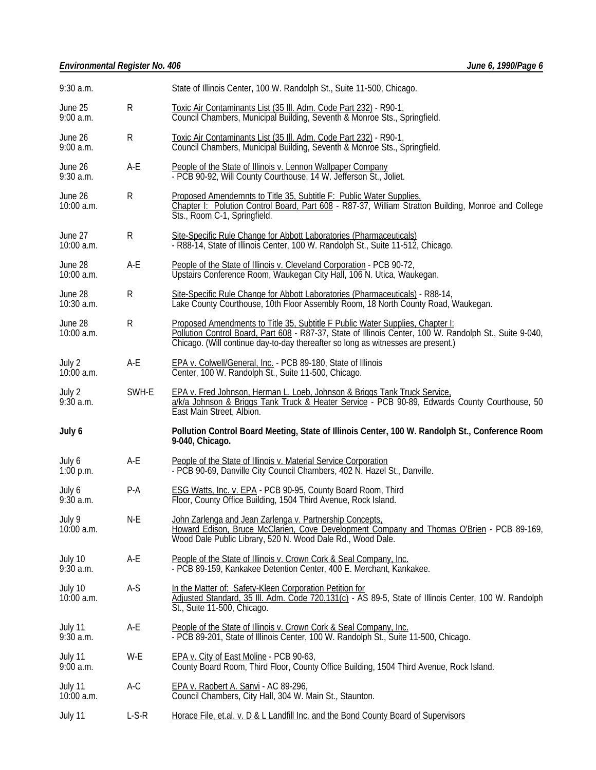| | | |
|---|---|---|
| 9:30 a.m. | | State of Illinois Center, 100 W. Randolph St., Suite 11-500, Chicago. |
| June 25<br>9:00 a.m. | R | Toxic Air Contaminants List (35 Ill. Adm. Code Part 232) - R90-1, Council Chambers, Municipal Building, Seventh & Monroe Sts., Springfield. |
| June 26<br>9:00 a.m. | R | Toxic Air Contaminants List (35 Ill. Adm. Code Part 232) - R90-1, Council Chambers, Municipal Building, Seventh & Monroe Sts., Springfield. |
| June 26<br>9:30 a.m. | A-E | People of the State of Illinois v. Lennon Wallpaper Company - PCB 90-92, Will County Courthouse, 14 W. Jefferson St., Joliet. |
| June 26<br>10:00 a.m. | R | Proposed Amendemnts to Title 35, Subtitle F: Public Water Supplies, Chapter I: Polution Control Board, Part 608 - R87-37, William Stratton Building, Monroe and College Sts., Room C-1, Springfield. |
| June 27<br>10:00 a.m. | R | Site-Specific Rule Change for Abbott Laboratories (Pharmaceuticals) - R88-14, State of Illinois Center, 100 W. Randolph St., Suite 11-512, Chicago. |
| June 28<br>10:00 a.m. | A-E | People of the State of Illinois v. Cleveland Corporation - PCB 90-72, Upstairs Conference Room, Waukegan City Hall, 106 N. Utica, Waukegan. |
| June 28<br>10:30 a.m. | R | Site-Specific Rule Change for Abbott Laboratories (Pharmaceuticals) - R88-14, Lake County Courthouse, 10th Floor Assembly Room, 18 North County Road, Waukegan. |
| June 28<br>10:00 a.m. | R | Proposed Amendments to Title 35, Subtitle F Public Water Supplies, Chapter I: Pollution Control Board, Part 608 - R87-37, State of Illinois Center, 100 W. Randolph St., Suite 9-040, Chicago. (Will continue day-to-day thereafter so long as witnesses are present.) |
| July 2<br>10:00 a.m. | A-E | EPA v. Colwell/General, Inc. - PCB 89-180, State of Illinois Center, 100 W. Randolph St., Suite 11-500, Chicago. |
| July 2<br>9:30 a.m. | SWH-E | EPA v. Fred Johnson, Herman L. Loeb, Johnson & Briggs Tank Truck Service, a/k/a Johnson & Briggs Tank Truck & Heater Service - PCB 90-89, Edwards County Courthouse, 50 East Main Street, Albion. |
| **July 6** | | **Pollution Control Board Meeting, State of Illinois Center, 100 W. Randolph St., Conference Room 9-040, Chicago.** |
| July 6<br>1:00 p.m. | A-E | People of the State of Illinois v. Material Service Corporation - PCB 90-69, Danville City Council Chambers, 402 N. Hazel St., Danville. |
| July 6<br>9:30 a.m. | P-A | ESG Watts, Inc. v. EPA - PCB 90-95, County Board Room, Third Floor, County Office Building, 1504 Third Avenue, Rock Island. |
| July 9<br>10:00 a.m. | N-E | John Zarlenga and Jean Zarlenga v. Partnership Concepts, Howard Edison, Bruce McClarien, Cove Development Company and Thomas O'Brien - PCB 89-169, Wood Dale Public Library, 520 N. Wood Dale Rd., Wood Dale. |
| July 10<br>9:30 a.m. | A-E | People of the State of Illinois v. Crown Cork & Seal Company, Inc. - PCB 89-159, Kankakee Detention Center, 400 E. Merchant, Kankakee. |
| July 10<br>10:00 a.m. | A-S | In the Matter of: Safety-Kleen Corporation Petition for Adjusted Standard, 35 Ill. Adm. Code 720.131(c) - AS 89-5, State of Illinois Center, 100 W. Randolph St., Suite 11-500, Chicago. |
| July 11<br>9:30 a.m. | A-E | People of the State of Illinois v. Crown Cork & Seal Company, Inc. - PCB 89-201, State of Illinois Center, 100 W. Randolph St., Suite 11-500, Chicago. |
| July 11<br>9:00 a.m. | W-E | EPA v. City of East Moline - PCB 90-63, County Board Room, Third Floor, County Office Building, 1504 Third Avenue, Rock Island. |
| July 11<br>10:00 a.m. | A-C | EPA v. Raobert A. Sanvi - AC 89-296, Council Chambers, City Hall, 304 W. Main St., Staunton. |
| July 11 | L-S-R | Horace File, et.al. v. D & L Landfill Inc. and the Bond County Board of Supervisors |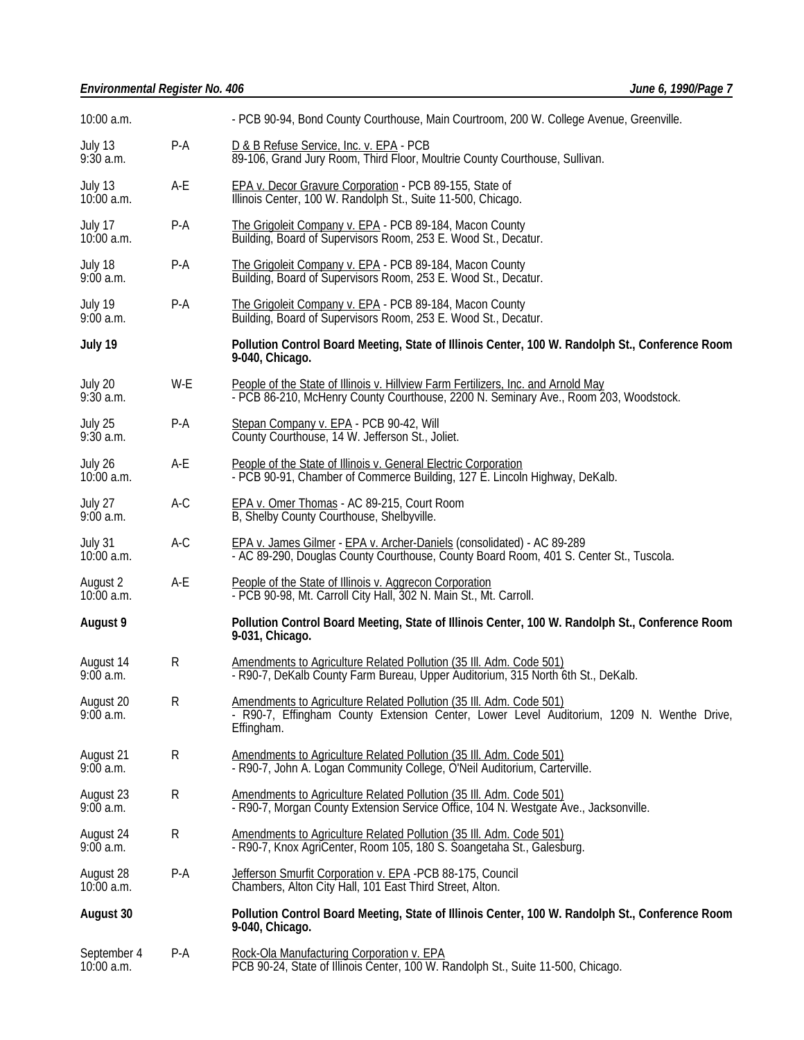| | | |
|---|---|---|
| 10:00 a.m. | | - PCB 90-94, Bond County Courthouse, Main Courtroom, 200 W. College Avenue, Greenville. |
| July 13<br>9:30 a.m. | P-A | D & B Refuse Service, Inc. v. EPA - PCB 89-106, Grand Jury Room, Third Floor, Moultrie County Courthouse, Sullivan. |
| July 13<br>10:00 a.m. | A-E | EPA v. Decor Gravure Corporation - PCB 89-155, State of Illinois Center, 100 W. Randolph St., Suite 11-500, Chicago. |
| July 17<br>10:00 a.m. | P-A | The Grigoleit Company v. EPA - PCB 89-184, Macon County Building, Board of Supervisors Room, 253 E. Wood St., Decatur. |
| July 18<br>9:00 a.m. | P-A | The Grigoleit Company v. EPA - PCB 89-184, Macon County Building, Board of Supervisors Room, 253 E. Wood St., Decatur. |
| July 19<br>9:00 a.m. | P-A | The Grigoleit Company v. EPA - PCB 89-184, Macon County Building, Board of Supervisors Room, 253 E. Wood St., Decatur. |
| **July 19** | | **Pollution Control Board Meeting, State of Illinois Center, 100 W. Randolph St., Conference Room 9-040, Chicago.** |
| July 20<br>9:30 a.m. | W-E | People of the State of Illinois v. Hillview Farm Fertilizers, Inc. and Arnold May - PCB 86-210, McHenry County Courthouse, 2200 N. Seminary Ave., Room 203, Woodstock. |
| July 25<br>9:30 a.m. | P-A | Stepan Company v. EPA - PCB 90-42, Will County Courthouse, 14 W. Jefferson St., Joliet. |
| July 26<br>10:00 a.m. | A-E | People of the State of Illinois v. General Electric Corporation - PCB 90-91, Chamber of Commerce Building, 127 E. Lincoln Highway, DeKalb. |
| July 27<br>9:00 a.m. | A-C | EPA v. Omer Thomas - AC 89-215, Court Room B, Shelby County Courthouse, Shelbyville. |
| July 31<br>10:00 a.m. | A-C | EPA v. James Gilmer - EPA v. Archer-Daniels (consolidated) - AC 89-289 - AC 89-290, Douglas County Courthouse, County Board Room, 401 S. Center St., Tuscola. |
| August 2<br>10:00 a.m. | A-E | People of the State of Illinois v. Aggrecon Corporation - PCB 90-98, Mt. Carroll City Hall, 302 N. Main St., Mt. Carroll. |
| **August 9** | | **Pollution Control Board Meeting, State of Illinois Center, 100 W. Randolph St., Conference Room 9-031, Chicago.** |
| August 14<br>9:00 a.m. | R | Amendments to Agriculture Related Pollution (35 Ill. Adm. Code 501) - R90-7, DeKalb County Farm Bureau, Upper Auditorium, 315 North 6th St., DeKalb. |
| August 20<br>9:00 a.m. | R | Amendments to Agriculture Related Pollution (35 Ill. Adm. Code 501) - R90-7, Effingham County Extension Center, Lower Level Auditorium, 1209 N. Wenthe Drive, Effingham. |
| August 21<br>9:00 a.m. | R | Amendments to Agriculture Related Pollution (35 Ill. Adm. Code 501) - R90-7, John A. Logan Community College, O'Neil Auditorium, Carterville. |
| August 23<br>9:00 a.m. | R | Amendments to Agriculture Related Pollution (35 Ill. Adm. Code 501) - R90-7, Morgan County Extension Service Office, 104 N. Westgate Ave., Jacksonville. |
| August 24<br>9:00 a.m. | R | Amendments to Agriculture Related Pollution (35 Ill. Adm. Code 501) - R90-7, Knox AgriCenter, Room 105, 180 S. Soangetaha St., Galesburg. |
| August 28<br>10:00 a.m. | P-A | Jefferson Smurfit Corporation v. EPA -PCB 88-175, Council Chambers, Alton City Hall, 101 East Third Street, Alton. |
| **August 30** | | **Pollution Control Board Meeting, State of Illinois Center, 100 W. Randolph St., Conference Room 9-040, Chicago.** |
| September 4<br>10:00 a.m. | P-A | Rock-Ola Manufacturing Corporation v. EPA PCB 90-24, State of Illinois Center, 100 W. Randolph St., Suite 11-500, Chicago. |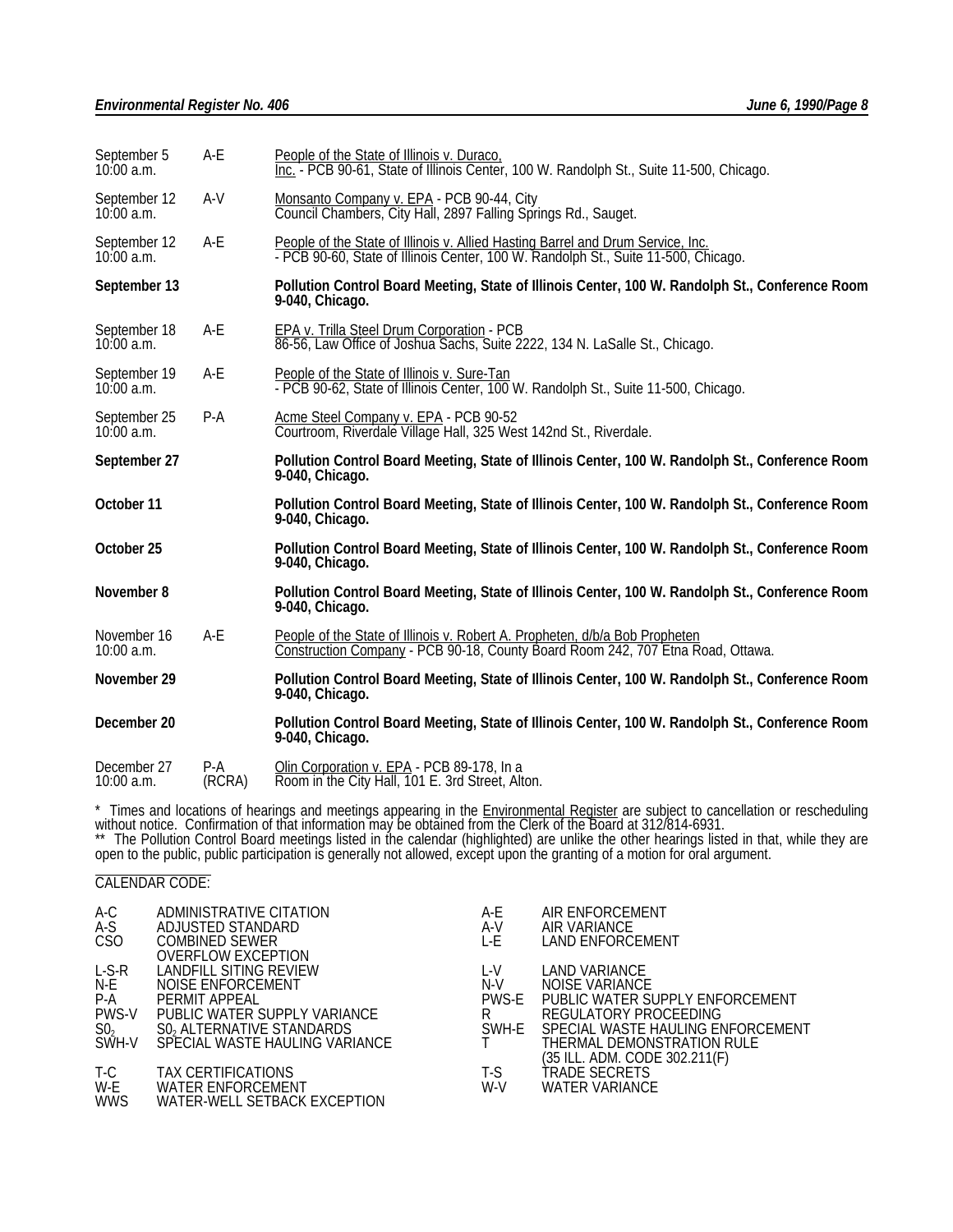| | | |
|---|---|---|
| September 5<br>10:00 a.m. | A-E | People of the State of Illinois v. Duraco, Inc. - PCB 90-61, State of Illinois Center, 100 W. Randolph St., Suite 11-500, Chicago. |
| September 12<br>10:00 a.m. | A-V | Monsanto Company v. EPA - PCB 90-44, City Council Chambers, City Hall, 2897 Falling Springs Rd., Sauget. |
| September 12<br>10:00 a.m. | A-E | People of the State of Illinois v. Allied Hasting Barrel and Drum Service, Inc. - PCB 90-60, State of Illinois Center, 100 W. Randolph St., Suite 11-500, Chicago. |
| **September 13** | | **Pollution Control Board Meeting, State of Illinois Center, 100 W. Randolph St., Conference Room 9-040, Chicago.** |
| September 18<br>10:00 a.m. | A-E | EPA v. Trilla Steel Drum Corporation - PCB 86-56, Law Office of Joshua Sachs, Suite 2222, 134 N. LaSalle St., Chicago. |
| September 19<br>10:00 a.m. | A-E | People of the State of Illinois v. Sure-Tan - PCB 90-62, State of Illinois Center, 100 W. Randolph St., Suite 11-500, Chicago. |
| September 25<br>10:00 a.m. | P-A | Acme Steel Company v. EPA - PCB 90-52 Courtroom, Riverdale Village Hall, 325 West 142nd St., Riverdale. |
| **September 27** | | **Pollution Control Board Meeting, State of Illinois Center, 100 W. Randolph St., Conference Room 9-040, Chicago.** |
| **October 11** | | **Pollution Control Board Meeting, State of Illinois Center, 100 W. Randolph St., Conference Room 9-040, Chicago.** |
| **October 25** | | **Pollution Control Board Meeting, State of Illinois Center, 100 W. Randolph St., Conference Room 9-040, Chicago.** |
| **November 8** | | **Pollution Control Board Meeting, State of Illinois Center, 100 W. Randolph St., Conference Room 9-040, Chicago.** |
| November 16<br>10:00 a.m. | A-E | People of the State of Illinois v. Robert A. Propheten, d/b/a Bob Propheten Construction Company - PCB 90-18, County Board Room 242, 707 Etna Road, Ottawa. |
| **November 29** | | **Pollution Control Board Meeting, State of Illinois Center, 100 W. Randolph St., Conference Room 9-040, Chicago.** |
| **December 20** | | **Pollution Control Board Meeting, State of Illinois Center, 100 W. Randolph St., Conference Room 9-040, Chicago.** |
| December 27<br>10:00 a.m. | P-A<br>(RCRA) | Olin Corporation v. EPA - PCB 89-178, In a Room in the City Hall, 101 E. 3rd Street, Alton. |

\* Times and locations of hearings and meetings appearing in the Environmental Register are subject to cancellation or rescheduling without notice. Confirmation of that information may be obtained from the Clerk of the Board at 312/814-6931.
\*\* The Pollution Control Board meetings listed in the calendar (highlighted) are unlike the other hearings listed in that, while they are open to the public, public participation is generally not allowed, except upon the granting of a motion for oral argument.

CALENDAR CODE:

| | | | |
|---|---|---|---|
| A-C | ADMINISTRATIVE CITATION | A-E | AIR ENFORCEMENT |
| A-S | ADJUSTED STANDARD | A-V | AIR VARIANCE |
| CSO | COMBINED SEWER OVERFLOW EXCEPTION | L-E | LAND ENFORCEMENT |
| L-S-R | LANDFILL SITING REVIEW | L-V | LAND VARIANCE |
| N-E | NOISE ENFORCEMENT | N-V | NOISE VARIANCE |
| P-A | PERMIT APPEAL | PWS-E | PUBLIC WATER SUPPLY ENFORCEMENT |
| PWS-V | PUBLIC WATER SUPPLY VARIANCE | R | REGULATORY PROCEEDING |
| $SO_2$ | $SO_2$ ALTERNATIVE STANDARDS | SWH-E | SPECIAL WASTE HAULING ENFORCEMENT |
| SWH-V | SPECIAL WASTE HAULING VARIANCE | T | THERMAL DEMONSTRATION RULE (35 ILL. ADM. CODE 302.211(F) |
| T-C | TAX CERTIFICATIONS | T-S | TRADE SECRETS |
| W-E | WATER ENFORCEMENT | W-V | WATER VARIANCE |
| WWS | WATER-WELL SETBACK EXCEPTION | | |